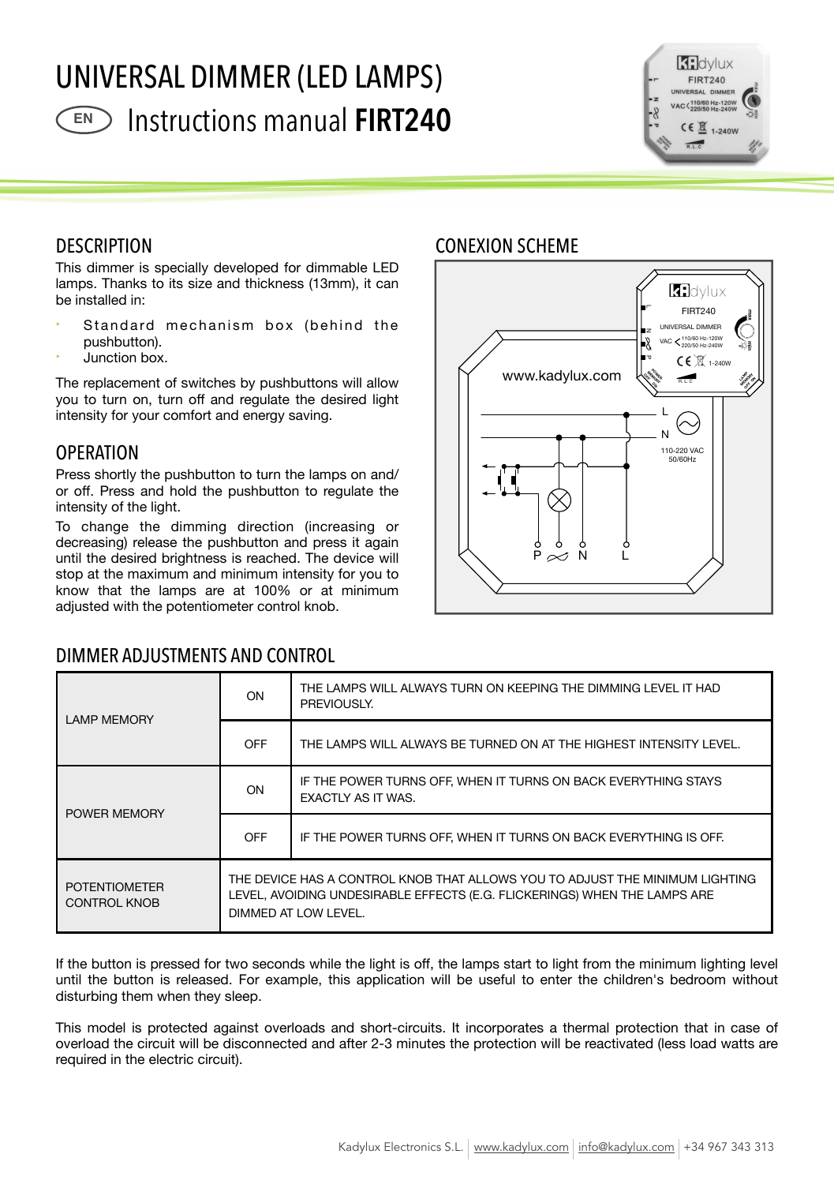# UNIVERSAL DIMMER (LED LAMPS)

EN Instructions manual **FIRT240**

## DESCRIPTION

This dimmer is specially developed for dimmable LED lamps. Thanks to its size and thickness (13mm), it can be installed in:

- Standard mechanism box (behind the pushbutton).
- Junction box.

The replacement of switches by pushbuttons will allow you to turn on, turn off and regulate the desired light intensity for your comfort and energy saving.

## OPERATION

Press shortly the pushbutton to turn the lamps on and/or off. Press and hold the pushbutton to regulate the intensity of the light.

To change the dimming direction (increasing or decreasing) release the pushbutton and press it again until the desired brightness is reached. The device will stop at the maximum and minimum intensity for you to know that the lamps are at 100% or at minimum adjusted with the potentiometer control knob.

## CONEXION SCHEME

www.kadylux.com

FIRT240 UNIVERSAL DIMMER VAC 110/60 Hz-120W 220/50 Hz-240W 1-240W

L N 110-220 VAC 50/60Hz

P N L

## DIMMER ADJUSTMENTS AND CONTROL

| | | |
|---|---|---|
| LAMP MEMORY | ON | THE LAMPS WILL ALWAYS TURN ON KEEPING THE DIMMING LEVEL IT HAD PREVIOUSLY. |
| | OFF | THE LAMPS WILL ALWAYS BE TURNED ON AT THE HIGHEST INTENSITY LEVEL. |
| POWER MEMORY | ON | IF THE POWER TURNS OFF, WHEN IT TURNS ON BACK EVERYTHING STAYS EXACTLY AS IT WAS. |
| | OFF | IF THE POWER TURNS OFF, WHEN IT TURNS ON BACK EVERYTHING IS OFF. |
| POTENTIOMETER CONTROL KNOB | THE DEVICE HAS A CONTROL KNOB THAT ALLOWS YOU TO ADJUST THE MINIMUM LIGHTING LEVEL, AVOIDING UNDESIRABLE EFFECTS (E.G. FLICKERINGS) WHEN THE LAMPS ARE DIMMED AT LOW LEVEL. | |

If the button is pressed for two seconds while the light is off, the lamps start to light from the minimum lighting level until the button is released. For example, this application will be useful to enter the children's bedroom without disturbing them when they sleep.

This model is protected against overloads and short-circuits. It incorporates a thermal protection that in case of overload the circuit will be disconnected and after 2-3 minutes the protection will be reactivated (less load watts are required in the electric circuit).

Kadylux Electronics S.L. | www.kadylux.com | info@kadylux.com | +34 967 343 313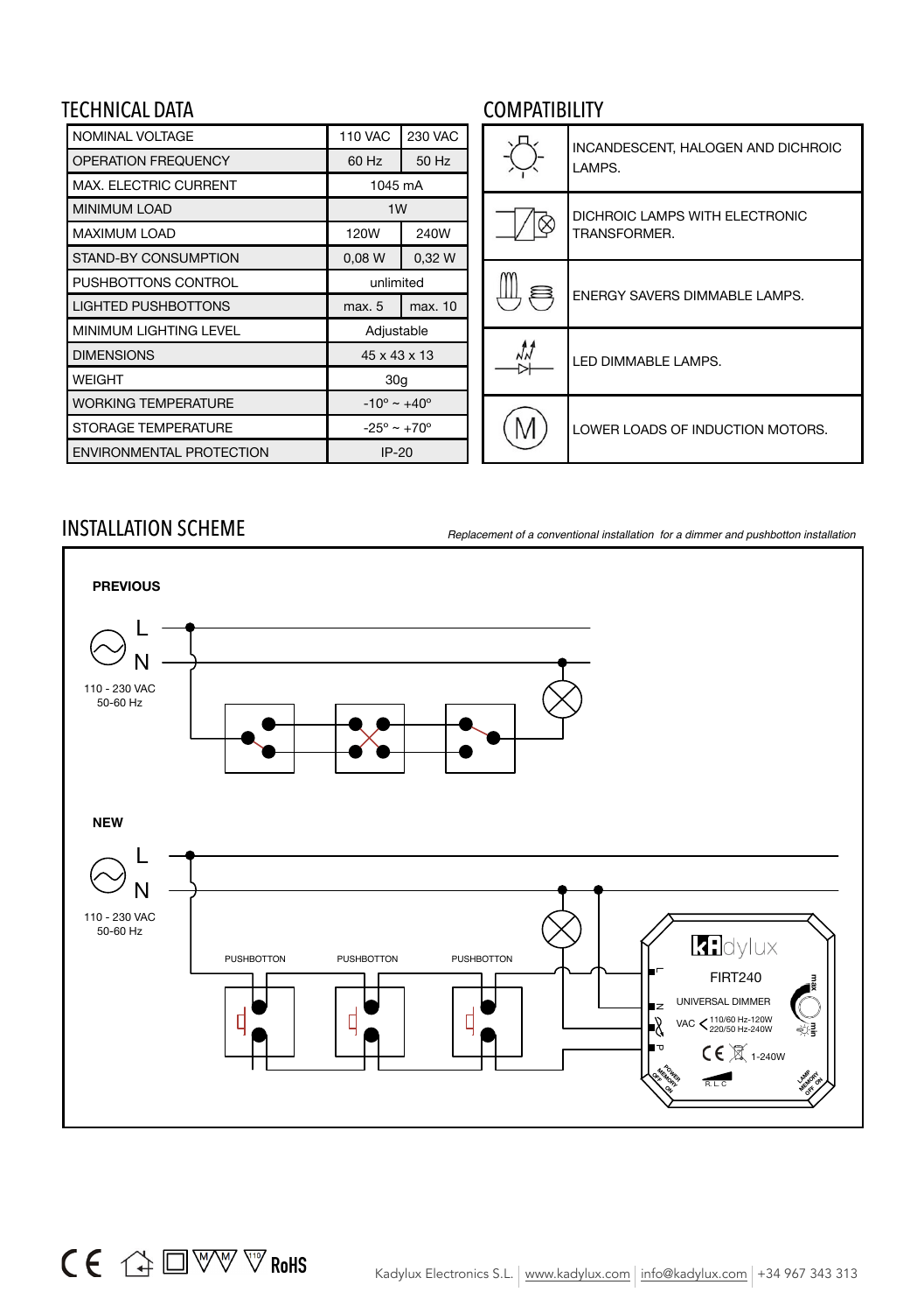## TECHNICAL DATA

| | | |
|---|---|---|
| NOMINAL VOLTAGE | 110 VAC | 230 VAC |
| OPERATION FREQUENCY | 60 Hz | 50 Hz |
| MAX. ELECTRIC CURRENT | 1045 mA | |
| MINIMUM LOAD | 1W | |
| MAXIMUM LOAD | 120W | 240W |
| STAND-BY CONSUMPTION | 0,08 W | 0,32 W |
| PUSHBOTTONS CONTROL | unlimited | |
| LIGHTED PUSHBOTTONS | max. 5 | max. 10 |
| MINIMUM LIGHTING LEVEL | Adjustable | |
| DIMENSIONS | 45 x 43 x 13 | |
| WEIGHT | 30g | |
| WORKING TEMPERATURE | -10º ~ +40º | |
| STORAGE TEMPERATURE | -25º ~ +70º | |
| ENVIRONMENTAL PROTECTION | IP-20 | |

## COMPATIBILITY

- INCANDESCENT, HALOGEN AND DICHROIC LAMPS.
- DICHROIC LAMPS WITH ELECTRONIC TRANSFORMER.
- ENERGY SAVERS DIMMABLE LAMPS.
- LED DIMMABLE LAMPS.
- LOWER LOADS OF INDUCTION MOTORS.

## INSTALLATION SCHEME

*Replacement of a conventional installation for a dimmer and pushbotton installation*

**PREVIOUS**

L
N
110 - 230 VAC
50-60 Hz

**NEW**

L
N
110 - 230 VAC
50-60 Hz

PUSHBOTTON
PUSHBOTTON
PUSHBOTTON

kAdylux
FIRT240
UNIVERSAL DIMMER
VAC 110/60 Hz-120W 220/50 Hz-240W
1-240W
L
N
P
max
min
R.L.C
POWER MEMORY OFF ON
LAMP MEMORY OFF ON

RoHS

Kadylux Electronics S.L. | www.kadylux.com | info@kadylux.com | +34 967 343 313